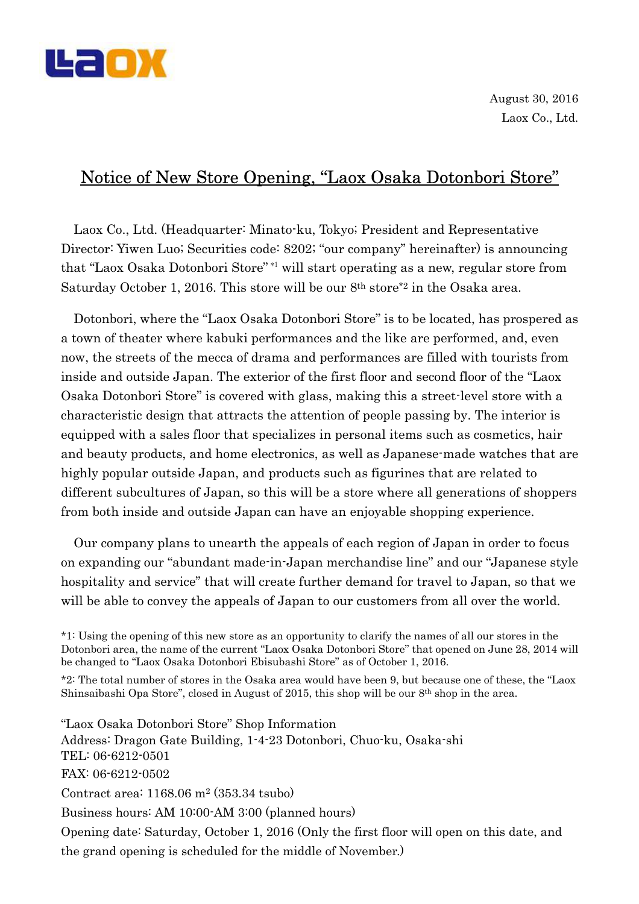August 30, 2016
Laox Co., Ltd.

# Notice of New Store Opening, "Laox Osaka Dotonbori Store"

Laox Co., Ltd. (Headquarter: Minato-ku, Tokyo; President and Representative Director: Yiwen Luo; Securities code: 8202; "our company" hereinafter) is announcing that "Laox Osaka Dotonbori Store" *1 will start operating as a new, regular store from Saturday October 1, 2016. This store will be our 8th store*2 in the Osaka area.

Dotonbori, where the "Laox Osaka Dotonbori Store" is to be located, has prospered as a town of theater where kabuki performances and the like are performed, and, even now, the streets of the mecca of drama and performances are filled with tourists from inside and outside Japan. The exterior of the first floor and second floor of the "Laox Osaka Dotonbori Store" is covered with glass, making this a street-level store with a characteristic design that attracts the attention of people passing by. The interior is equipped with a sales floor that specializes in personal items such as cosmetics, hair and beauty products, and home electronics, as well as Japanese-made watches that are highly popular outside Japan, and products such as figurines that are related to different subcultures of Japan, so this will be a store where all generations of shoppers from both inside and outside Japan can have an enjoyable shopping experience.

Our company plans to unearth the appeals of each region of Japan in order to focus on expanding our "abundant made-in-Japan merchandise line" and our "Japanese style hospitality and service" that will create further demand for travel to Japan, so that we will be able to convey the appeals of Japan to our customers from all over the world.

*1: Using the opening of this new store as an opportunity to clarify the names of all our stores in the Dotonbori area, the name of the current "Laox Osaka Dotonbori Store" that opened on June 28, 2014 will be changed to "Laox Osaka Dotonbori Ebisubashi Store" as of October 1, 2016.

*2: The total number of stores in the Osaka area would have been 9, but because one of these, the "Laox Shinsaibashi Opa Store", closed in August of 2015, this shop will be our 8th shop in the area.

"Laox Osaka Dotonbori Store" Shop Information
Address: Dragon Gate Building, 1-4-23 Dotonbori, Chuo-ku, Osaka-shi
TEL: 06-6212-0501
FAX: 06-6212-0502
Contract area: 1168.06 m$^2$ (353.34 tsubo)
Business hours: AM 10:00-AM 3:00 (planned hours)
Opening date: Saturday, October 1, 2016 (Only the first floor will open on this date, and the grand opening is scheduled for the middle of November.)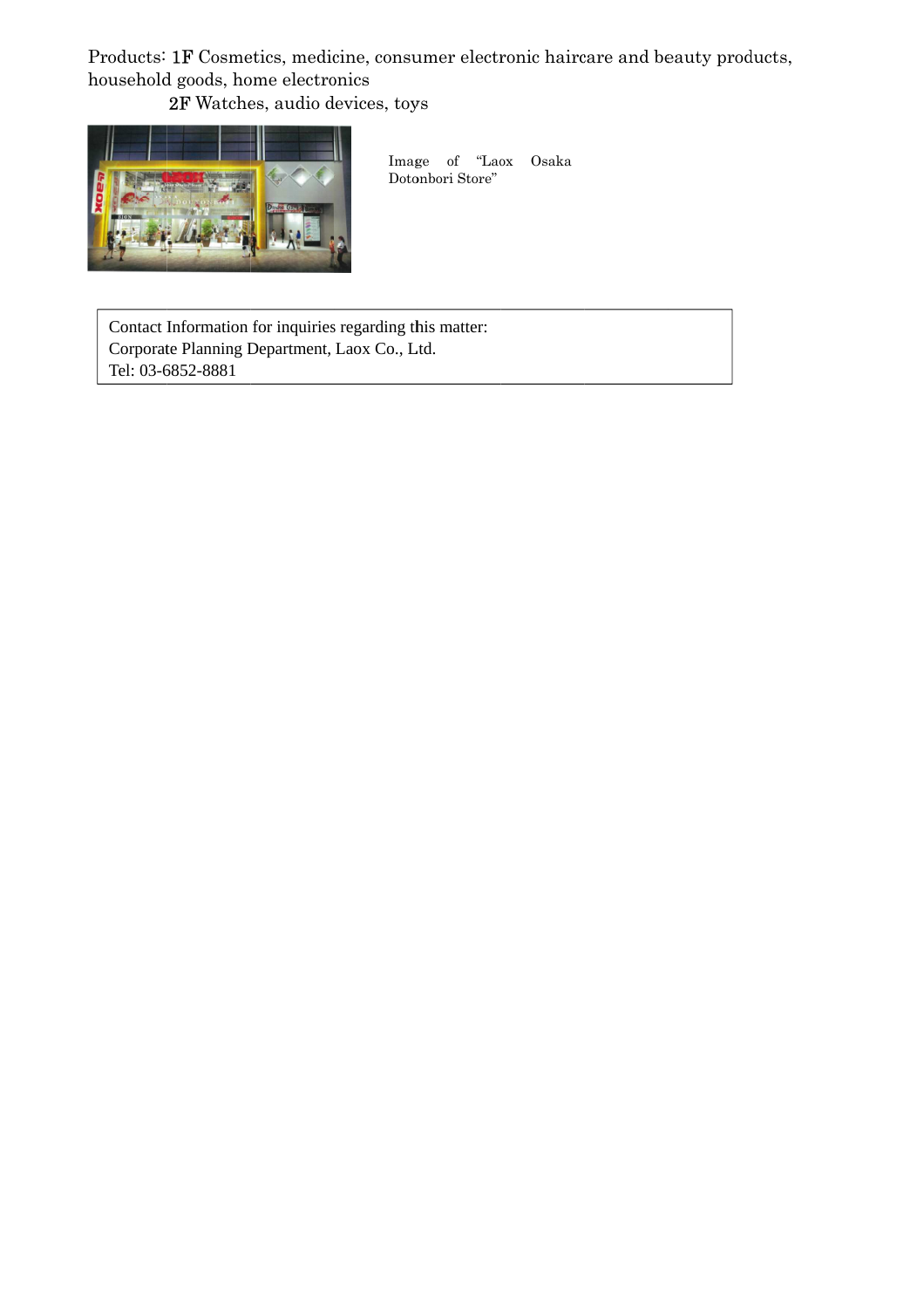Products: 1F Cosmetics, medicine, consumer electronic haircare and beauty products, household goods, home electronics

2F Watches, audio devices, toys

Image of "Laox Osaka Dotonbori Store"

Contact Information for inquiries regarding this matter:
Corporate Planning Department, Laox Co., Ltd.
Tel: 03-6852-8881